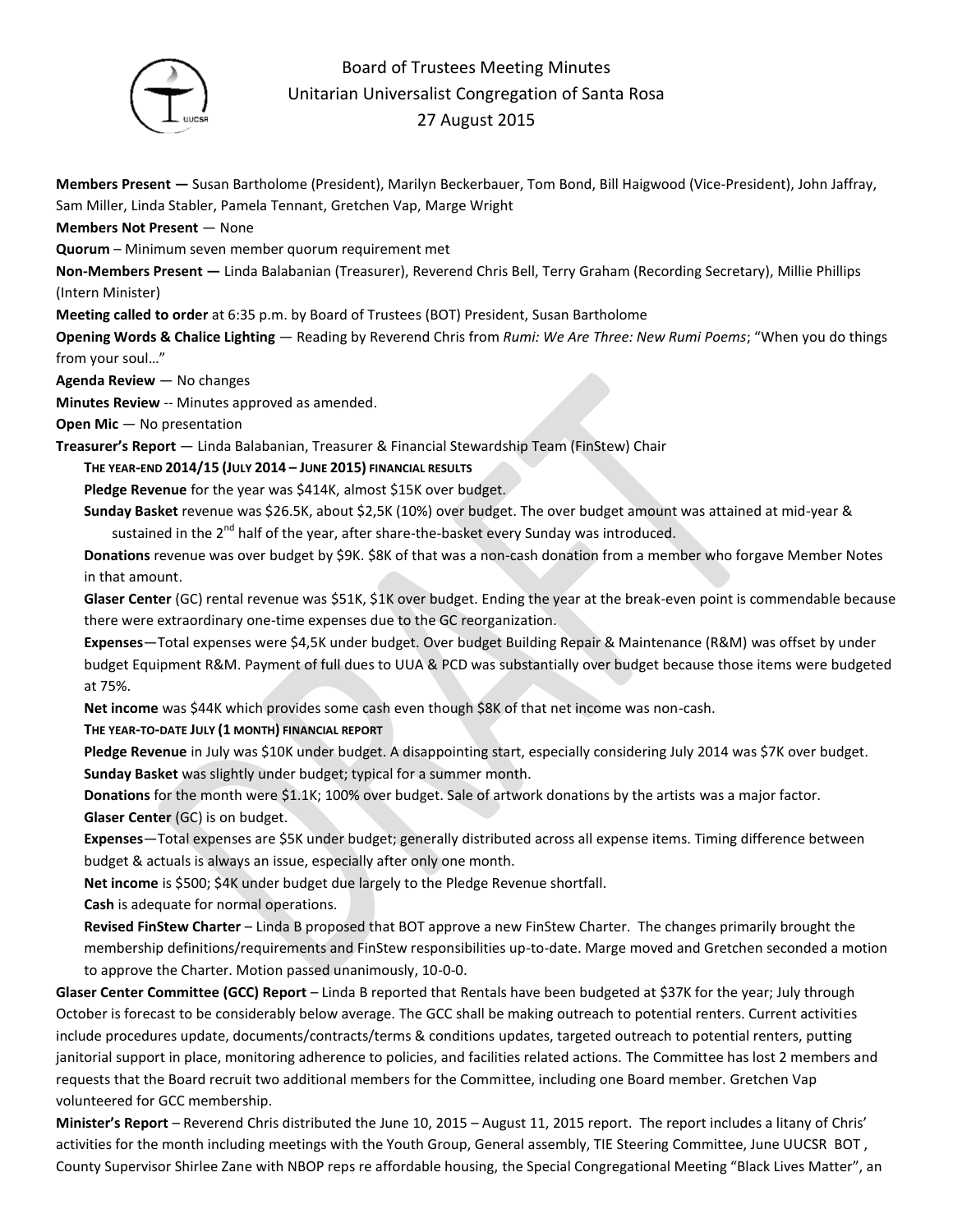# Board of Trustees Meeting Minutes
## Unitarian Universalist Congregation of Santa Rosa
## 27 August 2015

**Members Present —** Susan Bartholome (President), Marilyn Beckerbauer, Tom Bond, Bill Haigwood (Vice-President), John Jaffray, Sam Miller, Linda Stabler, Pamela Tennant, Gretchen Vap, Marge Wright

**Members Not Present** — None

**Quorum** – Minimum seven member quorum requirement met

**Non-Members Present —** Linda Balabanian (Treasurer), Reverend Chris Bell, Terry Graham (Recording Secretary), Millie Phillips (Intern Minister)

**Meeting called to order** at 6:35 p.m. by Board of Trustees (BOT) President, Susan Bartholome

**Opening Words & Chalice Lighting** — Reading by Reverend Chris from *Rumi: We Are Three: New Rumi Poems*; "When you do things from your soul…"

**Agenda Review** — No changes

**Minutes Review** -- Minutes approved as amended.

**Open Mic** — No presentation

**Treasurer's Report** — Linda Balabanian, Treasurer & Financial Stewardship Team (FinStew) Chair

**THE YEAR-END 2014/15 (JULY 2014 – JUNE 2015) FINANCIAL RESULTS**

**Pledge Revenue** for the year was $414K, almost $15K over budget.

**Sunday Basket** revenue was $26.5K, about $2,5K (10%) over budget. The over budget amount was attained at mid-year & sustained in the 2nd half of the year, after share-the-basket every Sunday was introduced.

**Donations** revenue was over budget by $9K. $8K of that was a non-cash donation from a member who forgave Member Notes in that amount.

**Glaser Center** (GC) rental revenue was $51K, $1K over budget. Ending the year at the break-even point is commendable because there were extraordinary one-time expenses due to the GC reorganization.

**Expenses**—Total expenses were $4,5K under budget. Over budget Building Repair & Maintenance (R&M) was offset by under budget Equipment R&M. Payment of full dues to UUA & PCD was substantially over budget because those items were budgeted at 75%.

**Net income** was $44K which provides some cash even though $8K of that net income was non-cash.

**THE YEAR-TO-DATE JULY (1 MONTH) FINANCIAL REPORT**

**Pledge Revenue** in July was $10K under budget. A disappointing start, especially considering July 2014 was $7K over budget.

**Sunday Basket** was slightly under budget; typical for a summer month.

**Donations** for the month were $1.1K; 100% over budget. Sale of artwork donations by the artists was a major factor.

**Glaser Center** (GC) is on budget.

**Expenses**—Total expenses are $5K under budget; generally distributed across all expense items. Timing difference between budget & actuals is always an issue, especially after only one month.

**Net income** is $500; $4K under budget due largely to the Pledge Revenue shortfall.

**Cash** is adequate for normal operations.

**Revised FinStew Charter** – Linda B proposed that BOT approve a new FinStew Charter. The changes primarily brought the membership definitions/requirements and FinStew responsibilities up-to-date. Marge moved and Gretchen seconded a motion to approve the Charter. Motion passed unanimously, 10-0-0.

**Glaser Center Committee (GCC) Report** – Linda B reported that Rentals have been budgeted at $37K for the year; July through October is forecast to be considerably below average. The GCC shall be making outreach to potential renters. Current activities include procedures update, documents/contracts/terms & conditions updates, targeted outreach to potential renters, putting janitorial support in place, monitoring adherence to policies, and facilities related actions. The Committee has lost 2 members and requests that the Board recruit two additional members for the Committee, including one Board member. Gretchen Vap volunteered for GCC membership.

**Minister's Report** – Reverend Chris distributed the June 10, 2015 – August 11, 2015 report. The report includes a litany of Chris' activities for the month including meetings with the Youth Group, General assembly, TIE Steering Committee, June UUCSR BOT , County Supervisor Shirlee Zane with NBOP reps re affordable housing, the Special Congregational Meeting "Black Lives Matter", an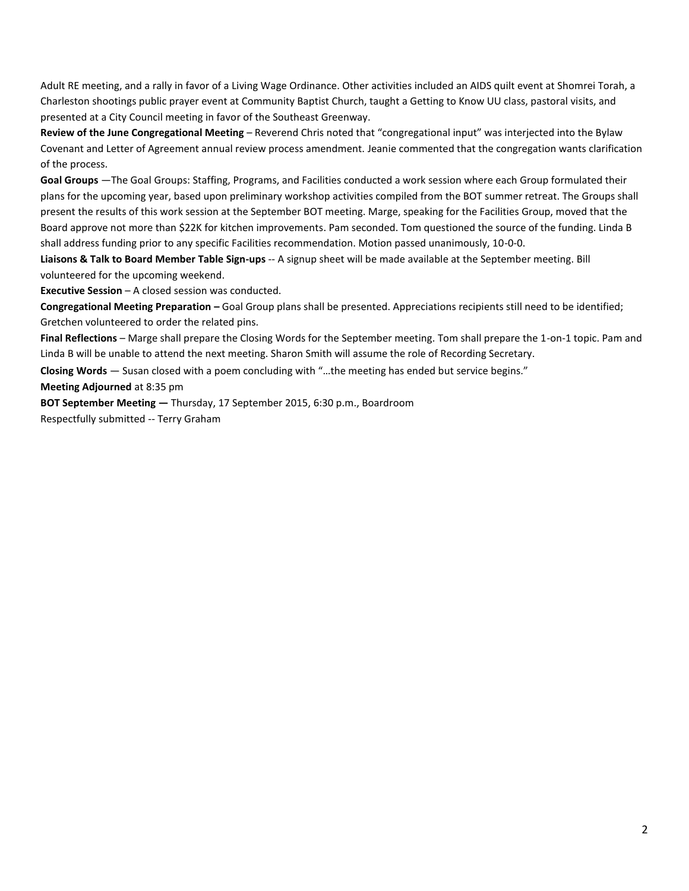Adult RE meeting, and a rally in favor of a Living Wage Ordinance. Other activities included an AIDS quilt event at Shomrei Torah, a Charleston shootings public prayer event at Community Baptist Church, taught a Getting to Know UU class, pastoral visits, and presented at a City Council meeting in favor of the Southeast Greenway.

**Review of the June Congregational Meeting** – Reverend Chris noted that "congregational input" was interjected into the Bylaw Covenant and Letter of Agreement annual review process amendment. Jeanie commented that the congregation wants clarification of the process.

**Goal Groups** —The Goal Groups: Staffing, Programs, and Facilities conducted a work session where each Group formulated their plans for the upcoming year, based upon preliminary workshop activities compiled from the BOT summer retreat. The Groups shall present the results of this work session at the September BOT meeting. Marge, speaking for the Facilities Group, moved that the Board approve not more than $22K for kitchen improvements. Pam seconded. Tom questioned the source of the funding. Linda B shall address funding prior to any specific Facilities recommendation. Motion passed unanimously, 10-0-0.

**Liaisons & Talk to Board Member Table Sign-ups** -- A signup sheet will be made available at the September meeting. Bill volunteered for the upcoming weekend.

**Executive Session** – A closed session was conducted.

**Congregational Meeting Preparation –** Goal Group plans shall be presented. Appreciations recipients still need to be identified; Gretchen volunteered to order the related pins.

**Final Reflections** – Marge shall prepare the Closing Words for the September meeting. Tom shall prepare the 1-on-1 topic. Pam and Linda B will be unable to attend the next meeting. Sharon Smith will assume the role of Recording Secretary.

**Closing Words** — Susan closed with a poem concluding with "…the meeting has ended but service begins."

**Meeting Adjourned** at 8:35 pm

**BOT September Meeting —** Thursday, 17 September 2015, 6:30 p.m., Boardroom

Respectfully submitted -- Terry Graham